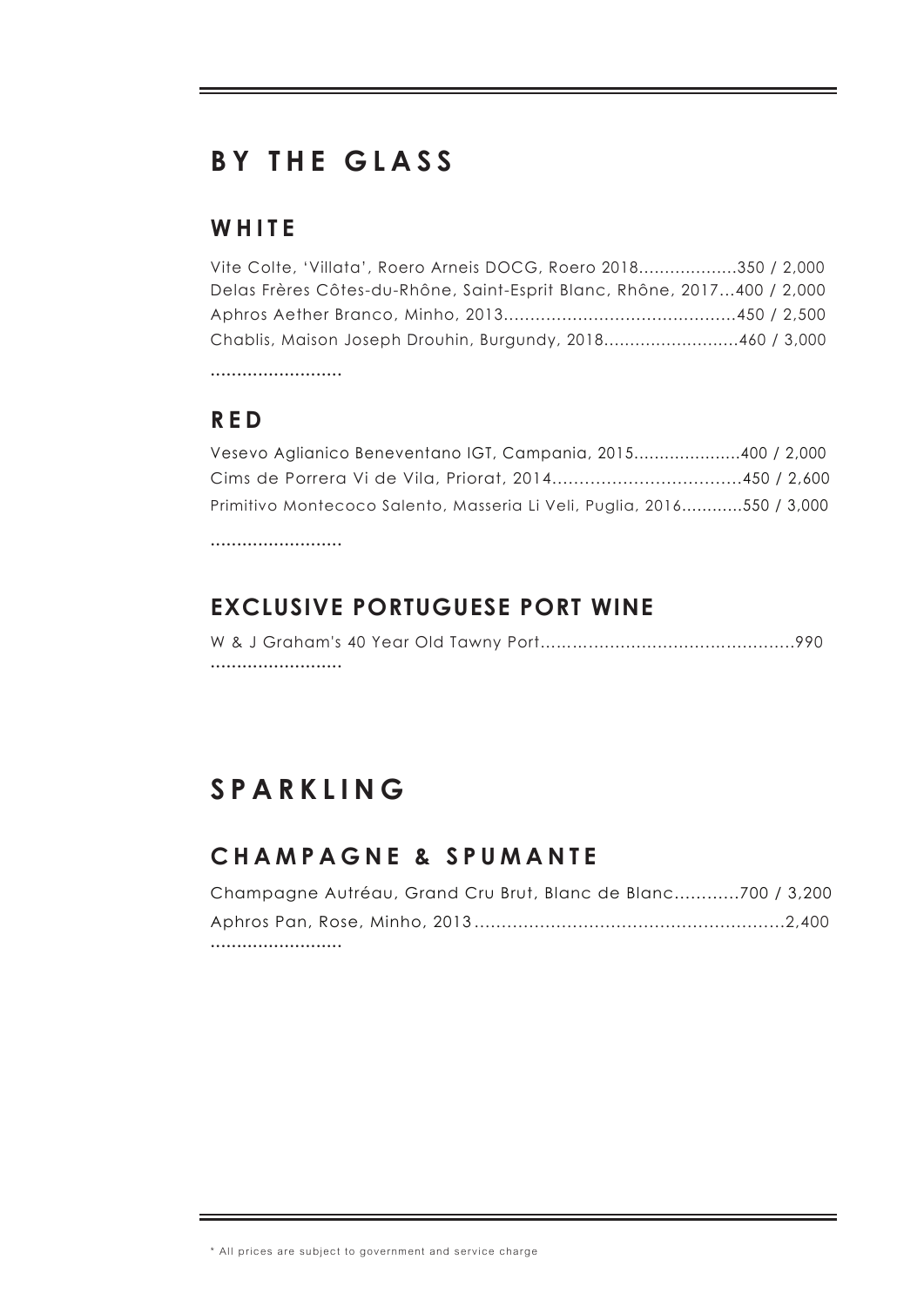# BY THE GLASS

## WHITE

Vite Colte, 'Villata', Roero Arneis DOCG, Roero 2018...................350 / 2,000
Delas Frères Côtes-du-Rhône, Saint-Esprit Blanc, Rhône, 2017...400 / 2,000
Aphros Aether Branco, Minho, 2013............................................450 / 2,500
Chablis, Maison Joseph Drouhin, Burgundy, 2018..........................460 / 3,000

.........................

## RED

Vesevo Aglianico Beneventano IGT, Campania, 2015.....................400 / 2,000
Cims de Porrera Vi de Vila, Priorat, 2014...................................450 / 2,600
Primitivo Montecoco Salento, Masseria Li Veli, Puglia, 2016............550 / 3,000

.........................

## EXCLUSIVE PORTUGUESE PORT WINE

W & J Graham's 40 Year Old Tawny Port...............................................990

.........................

# SPARKLING

## CHAMPAGNE & SPUMANTE

Champagne Autréau, Grand Cru Brut, Blanc de Blanc............700 / 3,200
Aphros Pan, Rose, Minho, 2013.........................................................2,400

.........................

\* All prices are subject to government and service charge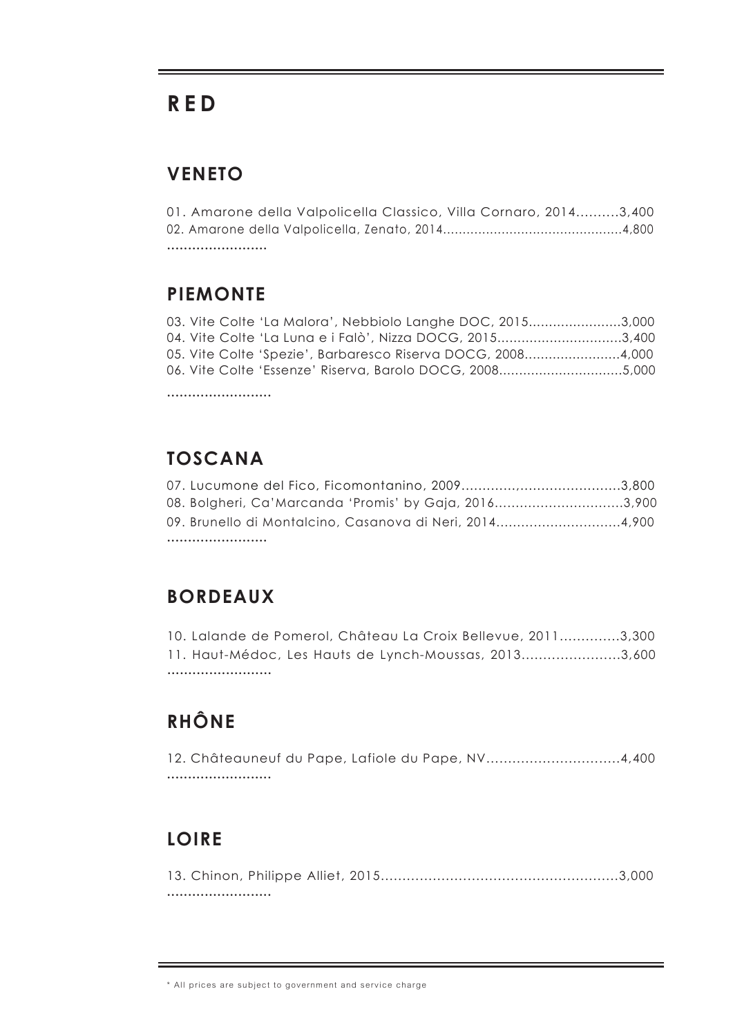# RED

## VENETO

01. Amarone della Valpolicella Classico, Villa Cornaro, 2014..........3,400
02. Amarone della Valpolicella, Zenato, 2014............................................4,800

## PIEMONTE

03. Vite Colte 'La Malora', Nebbiolo Langhe DOC, 2015.......................3,000
04. Vite Colte 'La Luna e i Falò', Nizza DOCG, 2015...............................3,400
05. Vite Colte 'Spezie', Barbaresco Riserva DOCG, 2008........................4,000
06. Vite Colte 'Essenze' Riserva, Barolo DOCG, 2008...............................5,000

## TOSCANA

07. Lucumone del Fico, Ficomontanino, 2009.........................................3,800
08. Bolgheri, Ca'Marcanda 'Promis' by Gaja, 2016...............................3,900
09. Brunello di Montalcino, Casanova di Neri, 2014..............................4,900

## BORDEAUX

10. Lalande de Pomerol, Château La Croix Bellevue, 2011..............3,300
11. Haut-Médoc, Les Hauts de Lynch-Moussas, 2013.......................3,600

## RHÔNE

12. Châteauneuf du Pape, Lafiole du Pape, NV...............................4,400

## LOIRE

13. Chinon, Philippe Alliet, 2015......................................................3,000

* All prices are subject to government and service charge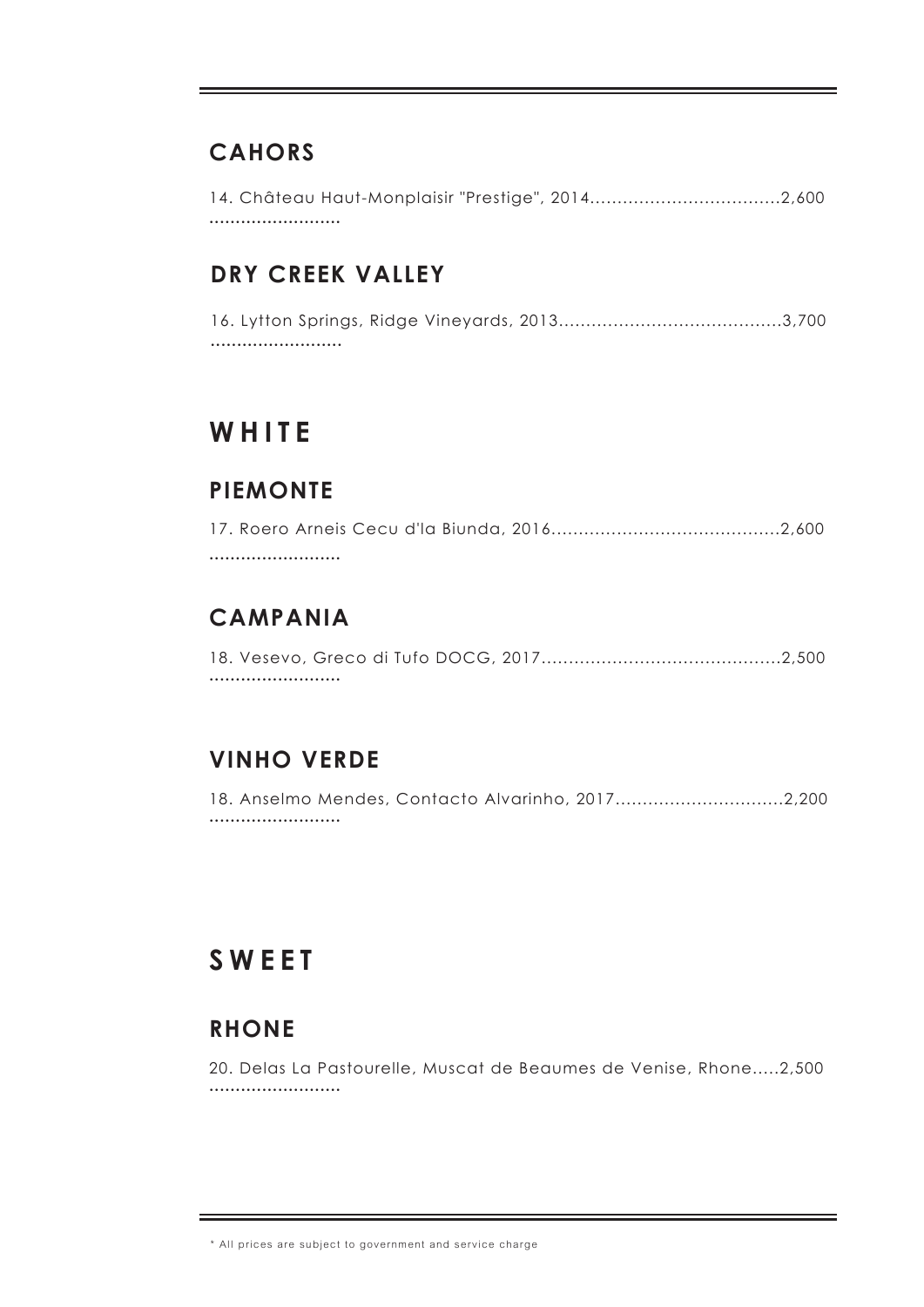## CAHORS

14. Château Haut-Monplaisir "Prestige", 2014...................................2,600

.........................

## DRY CREEK VALLEY

16. Lytton Springs, Ridge Vineyards, 2013.........................................3,700

.........................

# WHITE

## PIEMONTE

17. Roero Arneis Cecu d'la Biunda, 2016..........................................2,600

.........................

## CAMPANIA

18. Vesevo, Greco di Tufo DOCG, 2017............................................2,500

.........................

## VINHO VERDE

18. Anselmo Mendes, Contacto Alvarinho, 2017...............................2,200

.........................

# SWEET

## RHONE

20. Delas La Pastourelle, Muscat de Beaumes de Venise, Rhone.....2,500

.........................

* All prices are subject to government and service charge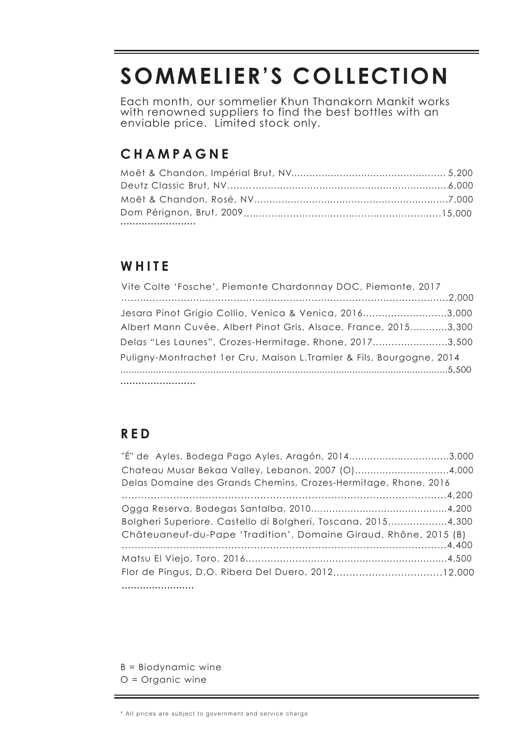# SOMMELIER'S COLLECTION

Each month, our sommelier Khun Thanakorn Mankit works with renowned suppliers to find the best bottles with an enviable price. Limited stock only.

## CHAMPAGNE

Moët & Chandon, Impérial Brut, NV.................................................. 5,200
Deutz Classic Brut, NV.......................................................................6,000
Moët & Chandon, Rosé, NV...............................................................7,000
Dom Pérignon, Brut, 2009...............................................................15,000

## WHITE

Vite Colte 'Fosche', Piemonte Chardonnay DOC, Piemonte, 2017
..........................................................................................................2,000
Jesara Pinot Grigio Collio, Venica & Venica, 2016...........................3,000
Albert Mann Cuvée, Albert Pinot Gris, Alsace, France, 2015............3,300
Delas "Les Launes", Crozes-Hermitage, Rhone, 2017........................3,500
Puligny-Montrachet 1er Cru, Maison L.Tramier & Fils, Bourgogne, 2014
..........................................................................................................5,500

## RED

"É" de Ayles, Bodega Pago Ayles, Aragón, 2014.................................3,000
Chateau Musar Bekaa Valley, Lebanon, 2007 (O)...............................4,000
Delas Domaine des Grands Chemins, Crozes-Hermitage, Rhone, 2016
..........................................................................................................4,200
Ogga Reserva, Bodegas Santalba, 2010............................................4,200
Bolgheri Superiore, Castello di Bolgheri, Toscana, 2015...................4,300
Châteuaneuf-du-Pape 'Tradition', Domaine Giraud, Rhône, 2015 (B)
..........................................................................................................4,400
Matsu El Viejo, Toro, 2016.................................................................4,500
Flor de Pingus, D.O. Ribera Del Duero, 2012..................................12,000

B = Biodynamic wine
O = Organic wine

* All prices are subject to government and service charge